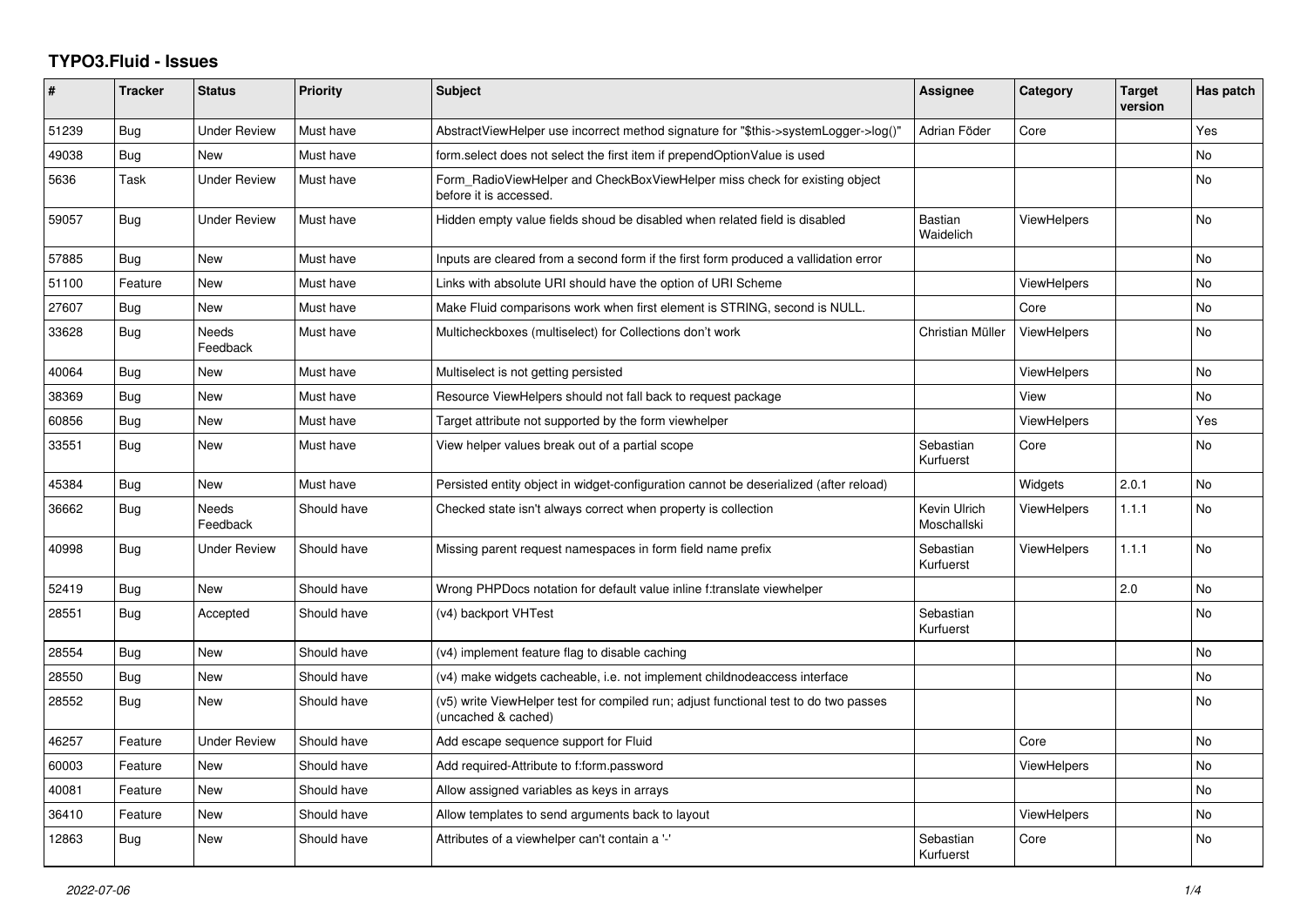# TYPO3.Fluid - Issues

| # | Tracker | Status | Priority | Subject | Assignee | Category | Target version | Has patch |
|---|---|---|---|---|---|---|---|---|
| 51239 | Bug | Under Review | Must have | AbstractViewHelper use incorrect method signature for "$this->systemLogger->log()" | Adrian Föder | Core | | Yes |
| 49038 | Bug | New | Must have | form.select does not select the first item if prependOptionValue is used | | | | No |
| 5636 | Task | Under Review | Must have | Form_RadioViewHelper and CheckBoxViewHelper miss check for existing object before it is accessed. | | | | No |
| 59057 | Bug | Under Review | Must have | Hidden empty value fields shoud be disabled when related field is disabled | Bastian Waidelich | ViewHelpers | | No |
| 57885 | Bug | New | Must have | Inputs are cleared from a second form if the first form produced a vallidation error | | | | No |
| 51100 | Feature | New | Must have | Links with absolute URI should have the option of URI Scheme | | ViewHelpers | | No |
| 27607 | Bug | New | Must have | Make Fluid comparisons work when first element is STRING, second is NULL. | | Core | | No |
| 33628 | Bug | Needs Feedback | Must have | Multicheckboxes (multiselect) for Collections don't work | Christian Müller | ViewHelpers | | No |
| 40064 | Bug | New | Must have | Multiselect is not getting persisted | | ViewHelpers | | No |
| 38369 | Bug | New | Must have | Resource ViewHelpers should not fall back to request package | | View | | No |
| 60856 | Bug | New | Must have | Target attribute not supported by the form viewhelper | | ViewHelpers | | Yes |
| 33551 | Bug | New | Must have | View helper values break out of a partial scope | Sebastian Kurfuerst | Core | | No |
| 45384 | Bug | New | Must have | Persisted entity object in widget-configuration cannot be deserialized (after reload) | | Widgets | 2.0.1 | No |
| 36662 | Bug | Needs Feedback | Should have | Checked state isn't always correct when property is collection | Kevin Ulrich Moschallski | ViewHelpers | 1.1.1 | No |
| 40998 | Bug | Under Review | Should have | Missing parent request namespaces in form field name prefix | Sebastian Kurfuerst | ViewHelpers | 1.1.1 | No |
| 52419 | Bug | New | Should have | Wrong PHPDocs notation for default value inline f:translate viewhelper | | | 2.0 | No |
| 28551 | Bug | Accepted | Should have | (v4) backport VHTest | Sebastian Kurfuerst | | | No |
| 28554 | Bug | New | Should have | (v4) implement feature flag to disable caching | | | | No |
| 28550 | Bug | New | Should have | (v4) make widgets cacheable, i.e. not implement childnodeaccess interface | | | | No |
| 28552 | Bug | New | Should have | (v5) write ViewHelper test for compiled run; adjust functional test to do two passes (uncached & cached) | | | | No |
| 46257 | Feature | Under Review | Should have | Add escape sequence support for Fluid | | Core | | No |
| 60003 | Feature | New | Should have | Add required-Attribute to f:form.password | | ViewHelpers | | No |
| 40081 | Feature | New | Should have | Allow assigned variables as keys in arrays | | | | No |
| 36410 | Feature | New | Should have | Allow templates to send arguments back to layout | | ViewHelpers | | No |
| 12863 | Bug | New | Should have | Attributes of a viewhelper can't contain a '-' | Sebastian Kurfuerst | Core | | No |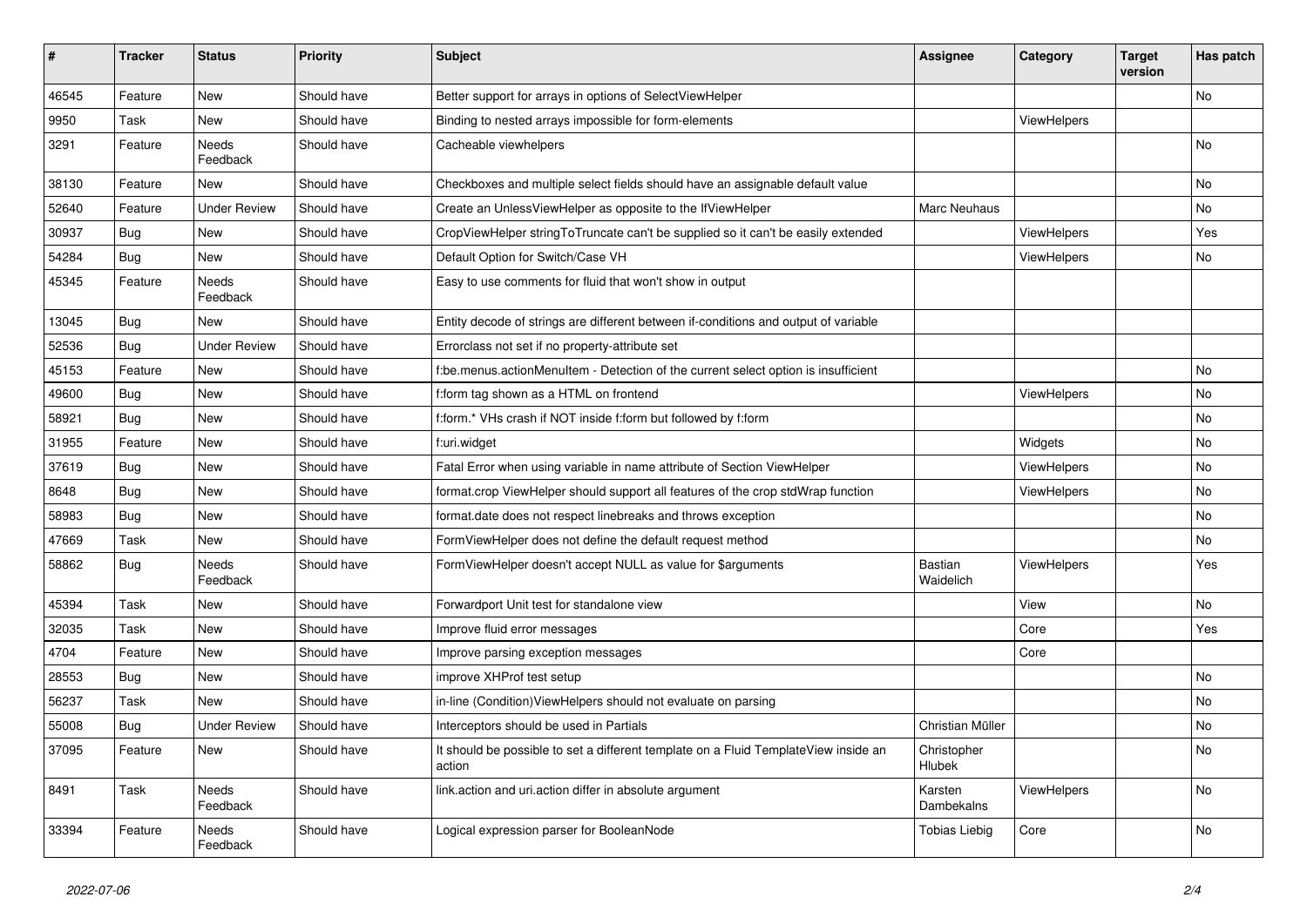| # | Tracker | Status | Priority | Subject | Assignee | Category | Target version | Has patch |
|---|---|---|---|---|---|---|---|---|
| 46545 | Feature | New | Should have | Better support for arrays in options of SelectViewHelper | | | | No |
| 9950 | Task | New | Should have | Binding to nested arrays impossible for form-elements | | ViewHelpers | | |
| 3291 | Feature | Needs Feedback | Should have | Cacheable viewhelpers | | | | No |
| 38130 | Feature | New | Should have | Checkboxes and multiple select fields should have an assignable default value | | | | No |
| 52640 | Feature | Under Review | Should have | Create an UnlessViewHelper as opposite to the IfViewHelper | Marc Neuhaus | | | No |
| 30937 | Bug | New | Should have | CropViewHelper stringToTruncate can't be supplied so it can't be easily extended | | ViewHelpers | | Yes |
| 54284 | Bug | New | Should have | Default Option for Switch/Case VH | | ViewHelpers | | No |
| 45345 | Feature | Needs Feedback | Should have | Easy to use comments for fluid that won't show in output | | | | |
| 13045 | Bug | New | Should have | Entity decode of strings are different between if-conditions and output of variable | | | | |
| 52536 | Bug | Under Review | Should have | Errorclass not set if no property-attribute set | | | | |
| 45153 | Feature | New | Should have | f:be.menus.actionMenuItem - Detection of the current select option is insufficient | | | | No |
| 49600 | Bug | New | Should have | f:form tag shown as a HTML on frontend | | ViewHelpers | | No |
| 58921 | Bug | New | Should have | f:form.* VHs crash if NOT inside f:form but followed by f:form | | | | No |
| 31955 | Feature | New | Should have | f:uri.widget | | Widgets | | No |
| 37619 | Bug | New | Should have | Fatal Error when using variable in name attribute of Section ViewHelper | | ViewHelpers | | No |
| 8648 | Bug | New | Should have | format.crop ViewHelper should support all features of the crop stdWrap function | | ViewHelpers | | No |
| 58983 | Bug | New | Should have | format.date does not respect linebreaks and throws exception | | | | No |
| 47669 | Task | New | Should have | FormViewHelper does not define the default request method | | | | No |
| 58862 | Bug | Needs Feedback | Should have | FormViewHelper doesn't accept NULL as value for $arguments | Bastian Waidelich | ViewHelpers | | Yes |
| 45394 | Task | New | Should have | Forwardport Unit test for standalone view | | View | | No |
| 32035 | Task | New | Should have | Improve fluid error messages | | Core | | Yes |
| 4704 | Feature | New | Should have | Improve parsing exception messages | | Core | | |
| 28553 | Bug | New | Should have | improve XHProf test setup | | | | No |
| 56237 | Task | New | Should have | in-line (Condition)ViewHelpers should not evaluate on parsing | | | | No |
| 55008 | Bug | Under Review | Should have | Interceptors should be used in Partials | Christian Müller | | | No |
| 37095 | Feature | New | Should have | It should be possible to set a different template on a Fluid TemplateView inside an action | Christopher Hlubek | | | No |
| 8491 | Task | Needs Feedback | Should have | link.action and uri.action differ in absolute argument | Karsten Dambekalns | ViewHelpers | | No |
| 33394 | Feature | Needs Feedback | Should have | Logical expression parser for BooleanNode | Tobias Liebig | Core | | No |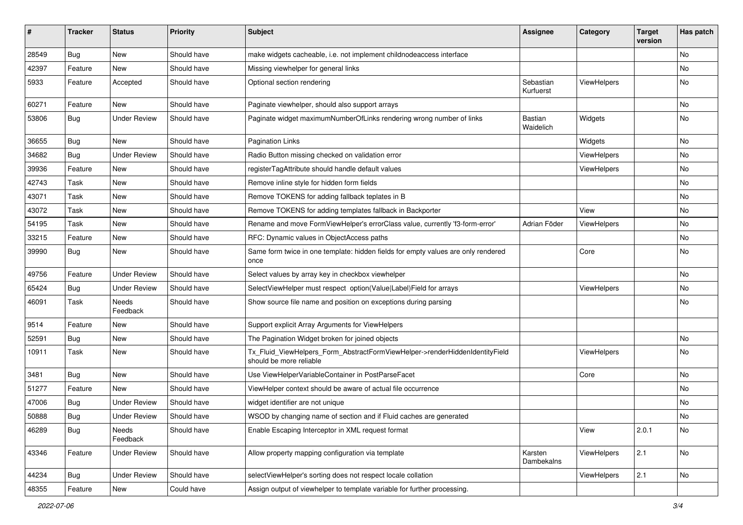| # | Tracker | Status | Priority | Subject | Assignee | Category | Target version | Has patch |
|---|---|---|---|---|---|---|---|---|
| 28549 | Bug | New | Should have | make widgets cacheable, i.e. not implement childnodeaccess interface | | | | No |
| 42397 | Feature | New | Should have | Missing viewhelper for general links | | | | No |
| 5933 | Feature | Accepted | Should have | Optional section rendering | Sebastian Kurfuerst | ViewHelpers | | No |
| 60271 | Feature | New | Should have | Paginate viewhelper, should also support arrays | | | | No |
| 53806 | Bug | Under Review | Should have | Paginate widget maximumNumberOfLinks rendering wrong number of links | Bastian Waidelich | Widgets | | No |
| 36655 | Bug | New | Should have | Pagination Links | | Widgets | | No |
| 34682 | Bug | Under Review | Should have | Radio Button missing checked on validation error | | ViewHelpers | | No |
| 39936 | Feature | New | Should have | registerTagAttribute should handle default values | | ViewHelpers | | No |
| 42743 | Task | New | Should have | Remove inline style for hidden form fields | | | | No |
| 43071 | Task | New | Should have | Remove TOKENS for adding fallback teplates in B | | | | No |
| 43072 | Task | New | Should have | Remove TOKENS for adding templates fallback in Backporter | | View | | No |
| 54195 | Task | New | Should have | Rename and move FormViewHelper's errorClass value, currently 'f3-form-error' | Adrian Föder | ViewHelpers | | No |
| 33215 | Feature | New | Should have | RFC: Dynamic values in ObjectAccess paths | | | | No |
| 39990 | Bug | New | Should have | Same form twice in one template: hidden fields for empty values are only rendered once | | Core | | No |
| 49756 | Feature | Under Review | Should have | Select values by array key in checkbox viewhelper | | | | No |
| 65424 | Bug | Under Review | Should have | SelectViewHelper must respect option(Value\|Label)Field for arrays | | ViewHelpers | | No |
| 46091 | Task | Needs Feedback | Should have | Show source file name and position on exceptions during parsing | | | | No |
| 9514 | Feature | New | Should have | Support explicit Array Arguments for ViewHelpers | | | | |
| 52591 | Bug | New | Should have | The Pagination Widget broken for joined objects | | | | No |
| 10911 | Task | New | Should have | Tx_Fluid_ViewHelpers_Form_AbstractFormViewHelper->renderHiddenIdentityField should be more reliable | | ViewHelpers | | No |
| 3481 | Bug | New | Should have | Use ViewHelperVariableContainer in PostParseFacet | | Core | | No |
| 51277 | Feature | New | Should have | ViewHelper context should be aware of actual file occurrence | | | | No |
| 47006 | Bug | Under Review | Should have | widget identifier are not unique | | | | No |
| 50888 | Bug | Under Review | Should have | WSOD by changing name of section and if Fluid caches are generated | | | | No |
| 46289 | Bug | Needs Feedback | Should have | Enable Escaping Interceptor in XML request format | | View | 2.0.1 | No |
| 43346 | Feature | Under Review | Should have | Allow property mapping configuration via template | Karsten Dambekalns | ViewHelpers | 2.1 | No |
| 44234 | Bug | Under Review | Should have | selectViewHelper's sorting does not respect locale collation | | ViewHelpers | 2.1 | No |
| 48355 | Feature | New | Could have | Assign output of viewhelper to template variable for further processing. | | | | |

2022-07-06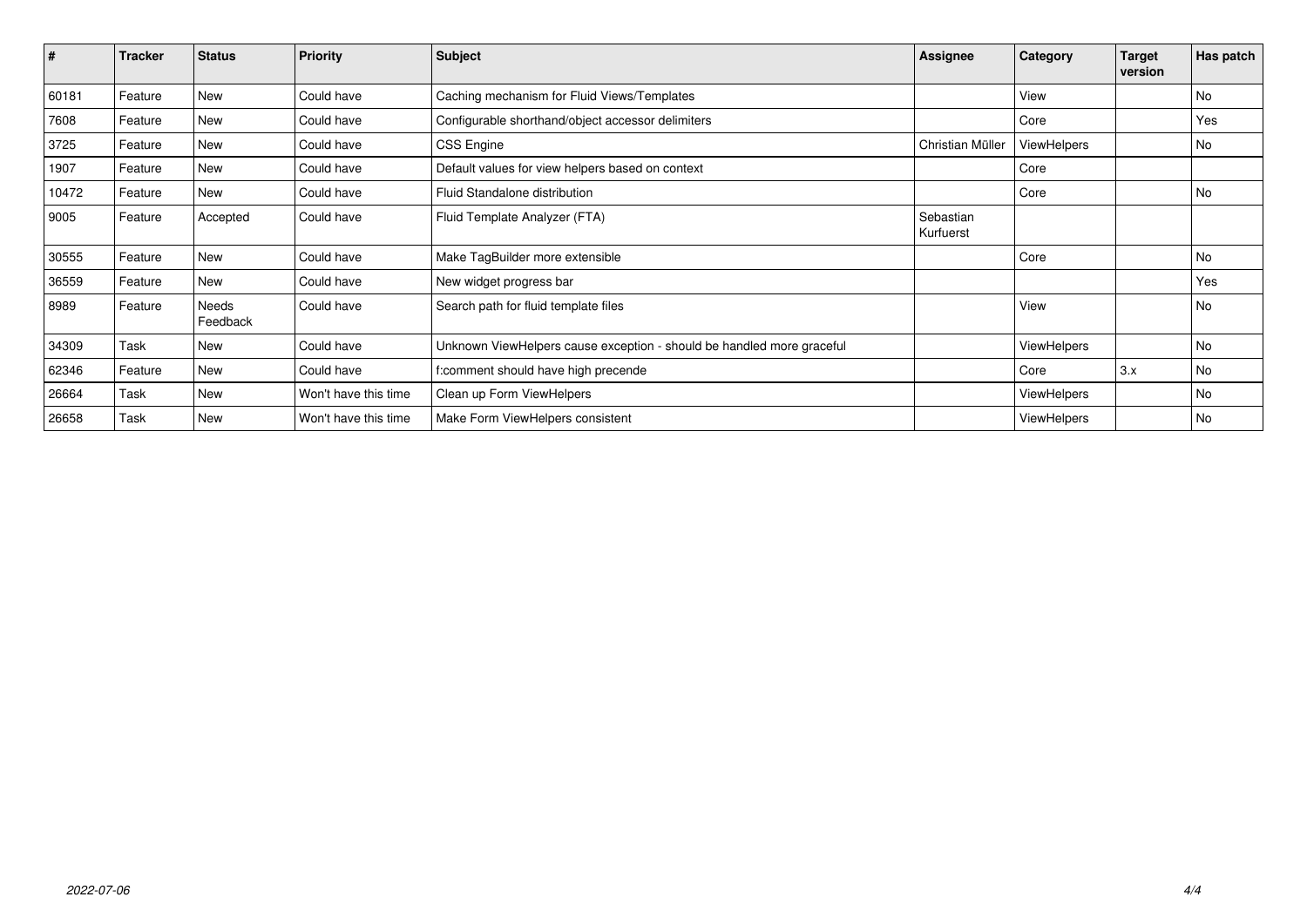| # | Tracker | Status | Priority | Subject | Assignee | Category | Target version | Has patch |
|---|---|---|---|---|---|---|---|---|
| 60181 | Feature | New | Could have | Caching mechanism for Fluid Views/Templates | | View | | No |
| 7608 | Feature | New | Could have | Configurable shorthand/object accessor delimiters | | Core | | Yes |
| 3725 | Feature | New | Could have | CSS Engine | Christian Müller | ViewHelpers | | No |
| 1907 | Feature | New | Could have | Default values for view helpers based on context | | Core | | |
| 10472 | Feature | New | Could have | Fluid Standalone distribution | | Core | | No |
| 9005 | Feature | Accepted | Could have | Fluid Template Analyzer (FTA) | Sebastian Kurfuerst | | | |
| 30555 | Feature | New | Could have | Make TagBuilder more extensible | | Core | | No |
| 36559 | Feature | New | Could have | New widget progress bar | | | | Yes |
| 8989 | Feature | Needs Feedback | Could have | Search path for fluid template files | | View | | No |
| 34309 | Task | New | Could have | Unknown ViewHelpers cause exception - should be handled more graceful | | ViewHelpers | | No |
| 62346 | Feature | New | Could have | f:comment should have high precende | | Core | 3.x | No |
| 26664 | Task | New | Won't have this time | Clean up Form ViewHelpers | | ViewHelpers | | No |
| 26658 | Task | New | Won't have this time | Make Form ViewHelpers consistent | | ViewHelpers | | No |

*2022-07-06*